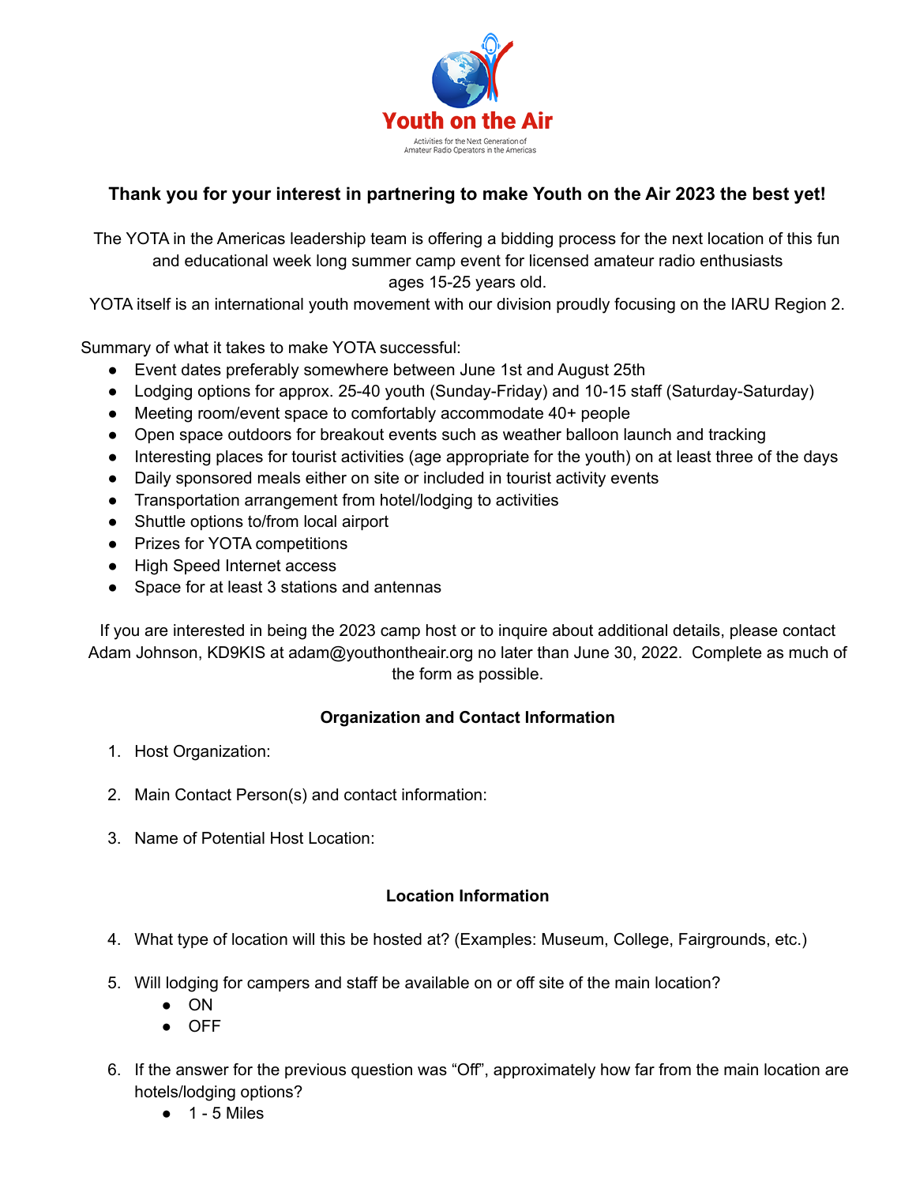Youth on the Air

Activities for the Next Generation of Amateur Radio Operators in the Americas

### Thank you for your interest in partnering to make Youth on the Air 2023 the best yet!

The YOTA in the Americas leadership team is offering a bidding process for the next location of this fun and educational week long summer camp event for licensed amateur radio enthusiasts ages 15-25 years old.
YOTA itself is an international youth movement with our division proudly focusing on the IARU Region 2.

Summary of what it takes to make YOTA successful:

- Event dates preferably somewhere between June 1st and August 25th
- Lodging options for approx. 25-40 youth (Sunday-Friday) and 10-15 staff (Saturday-Saturday)
- Meeting room/event space to comfortably accommodate 40+ people
- Open space outdoors for breakout events such as weather balloon launch and tracking
- Interesting places for tourist activities (age appropriate for the youth) on at least three of the days
- Daily sponsored meals either on site or included in tourist activity events
- Transportation arrangement from hotel/lodging to activities
- Shuttle options to/from local airport
- Prizes for YOTA competitions
- High Speed Internet access
- Space for at least 3 stations and antennas

If you are interested in being the 2023 camp host or to inquire about additional details, please contact Adam Johnson, KD9KIS at adam@youthontheair.org no later than June 30, 2022. Complete as much of the form as possible.

#### Organization and Contact Information

1. Host Organization:

2. Main Contact Person(s) and contact information:

3. Name of Potential Host Location:

#### Location Information

4. What type of location will this be hosted at? (Examples: Museum, College, Fairgrounds, etc.)

5. Will lodging for campers and staff be available on or off site of the main location?
   - ON
   - OFF

6. If the answer for the previous question was “Off”, approximately how far from the main location are hotels/lodging options?
   - 1 - 5 Miles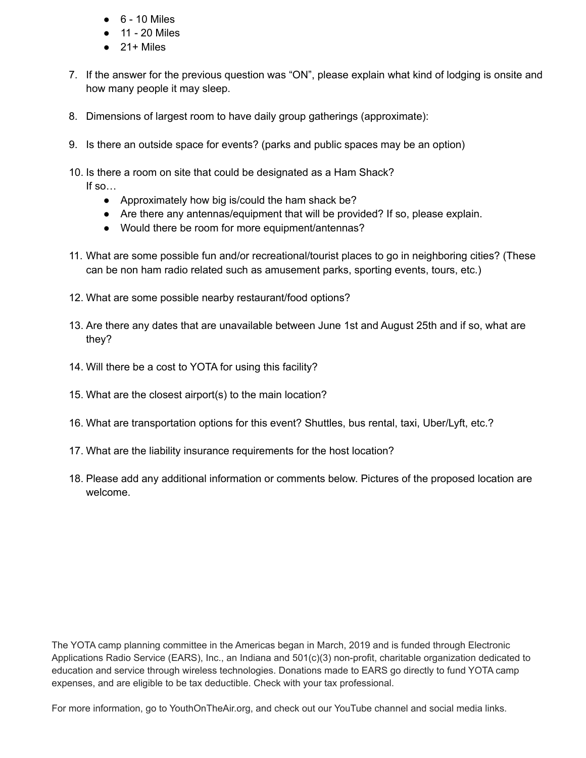- 6 - 10 Miles
- 11 - 20 Miles
- 21+ Miles

7. If the answer for the previous question was "ON", please explain what kind of lodging is onsite and how many people it may sleep.

8. Dimensions of largest room to have daily group gatherings (approximate):

9. Is there an outside space for events? (parks and public spaces may be an option)

10. Is there a room on site that could be designated as a Ham Shack?
    If so…
    - Approximately how big is/could the ham shack be?
    - Are there any antennas/equipment that will be provided? If so, please explain.
    - Would there be room for more equipment/antennas?

11. What are some possible fun and/or recreational/tourist places to go in neighboring cities? (These can be non ham radio related such as amusement parks, sporting events, tours, etc.)

12. What are some possible nearby restaurant/food options?

13. Are there any dates that are unavailable between June 1st and August 25th and if so, what are they?

14. Will there be a cost to YOTA for using this facility?

15. What are the closest airport(s) to the main location?

16. What are transportation options for this event? Shuttles, bus rental, taxi, Uber/Lyft, etc.?

17. What are the liability insurance requirements for the host location?

18. Please add any additional information or comments below. Pictures of the proposed location are welcome.

The YOTA camp planning committee in the Americas began in March, 2019 and is funded through Electronic Applications Radio Service (EARS), Inc., an Indiana and 501(c)(3) non-profit, charitable organization dedicated to education and service through wireless technologies. Donations made to EARS go directly to fund YOTA camp expenses, and are eligible to be tax deductible. Check with your tax professional.

For more information, go to YouthOnTheAir.org, and check out our YouTube channel and social media links.